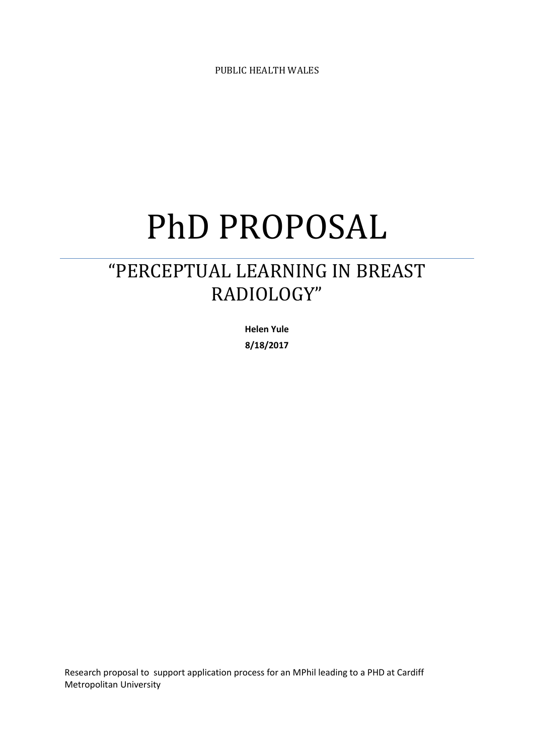PUBLIC HEALTH WALES

# PhD PROPOSAL

## "PERCEPTUAL LEARNING IN BREAST RADIOLOGY"

**Helen Yule**

**8/18/2017**

Research proposal to support application process for an MPhil leading to a PHD at Cardiff Metropolitan University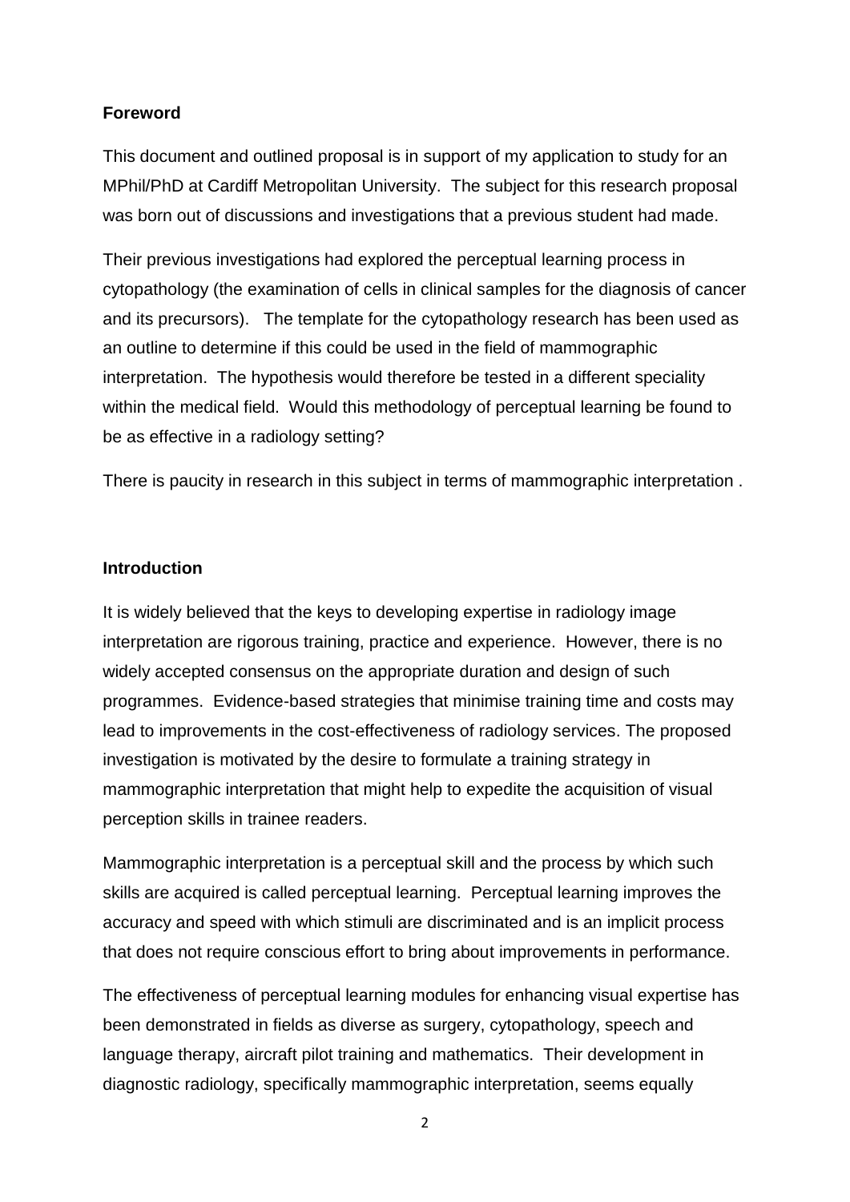## Foreword

This document and outlined proposal is in support of my application to study for an MPhil/PhD at Cardiff Metropolitan University. The subject for this research proposal was born out of discussions and investigations that a previous student had made.

Their previous investigations had explored the perceptual learning process in cytopathology (the examination of cells in clinical samples for the diagnosis of cancer and its precursors). The template for the cytopathology research has been used as an outline to determine if this could be used in the field of mammographic interpretation. The hypothesis would therefore be tested in a different speciality within the medical field. Would this methodology of perceptual learning be found to be as effective in a radiology setting?

There is paucity in research in this subject in terms of mammographic interpretation .

## Introduction

It is widely believed that the keys to developing expertise in radiology image interpretation are rigorous training, practice and experience. However, there is no widely accepted consensus on the appropriate duration and design of such programmes. Evidence-based strategies that minimise training time and costs may lead to improvements in the cost-effectiveness of radiology services. The proposed investigation is motivated by the desire to formulate a training strategy in mammographic interpretation that might help to expedite the acquisition of visual perception skills in trainee readers.

Mammographic interpretation is a perceptual skill and the process by which such skills are acquired is called perceptual learning. Perceptual learning improves the accuracy and speed with which stimuli are discriminated and is an implicit process that does not require conscious effort to bring about improvements in performance.

The effectiveness of perceptual learning modules for enhancing visual expertise has been demonstrated in fields as diverse as surgery, cytopathology, speech and language therapy, aircraft pilot training and mathematics. Their development in diagnostic radiology, specifically mammographic interpretation, seems equally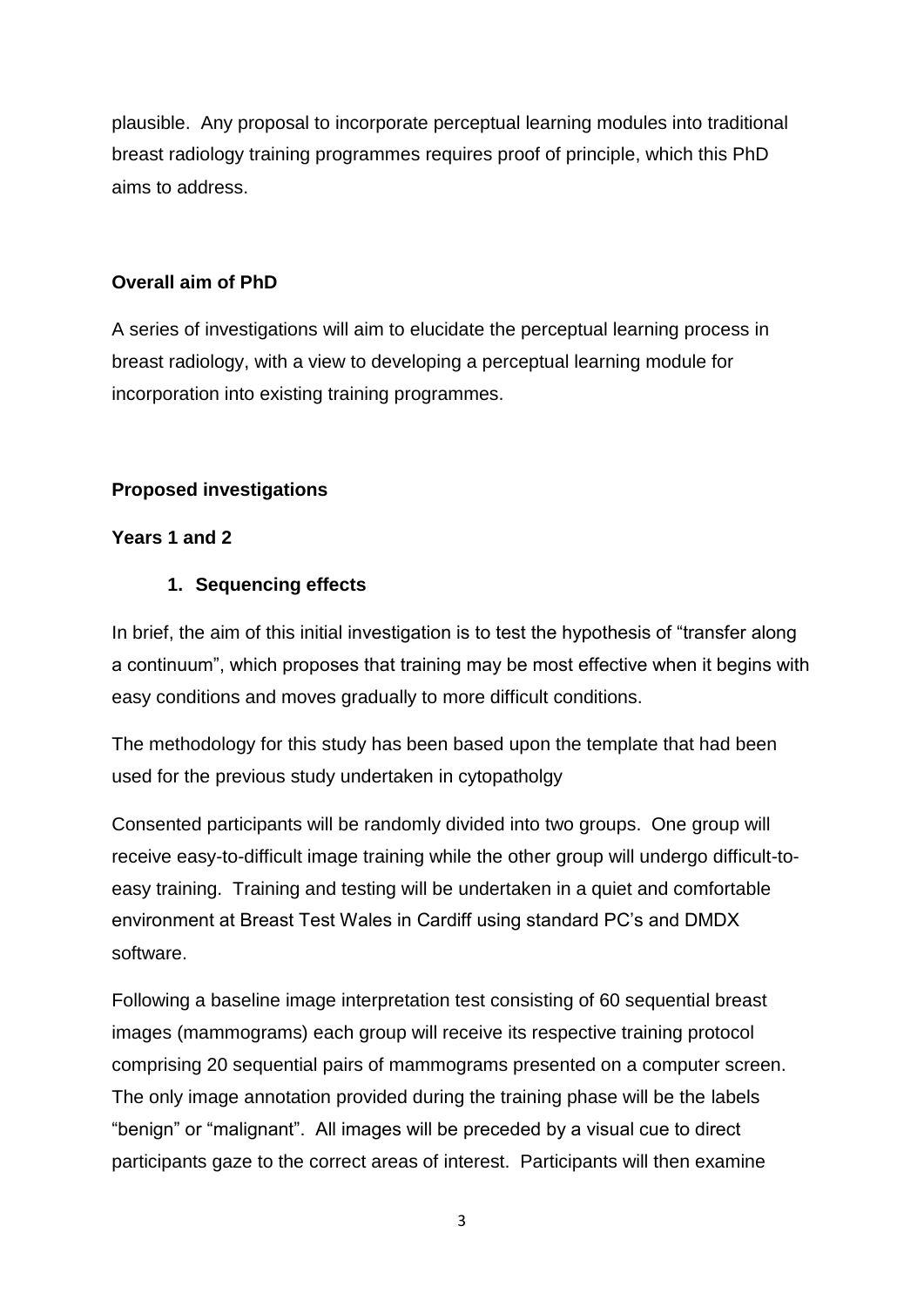plausible. Any proposal to incorporate perceptual learning modules into traditional breast radiology training programmes requires proof of principle, which this PhD aims to address.

**Overall aim of PhD**

A series of investigations will aim to elucidate the perceptual learning process in breast radiology, with a view to developing a perceptual learning module for incorporation into existing training programmes.

**Proposed investigations**

**Years 1 and 2**

1. **Sequencing effects**

In brief, the aim of this initial investigation is to test the hypothesis of "transfer along a continuum", which proposes that training may be most effective when it begins with easy conditions and moves gradually to more difficult conditions.

The methodology for this study has been based upon the template that had been used for the previous study undertaken in cytopatholgy

Consented participants will be randomly divided into two groups. One group will receive easy-to-difficult image training while the other group will undergo difficult-to-easy training. Training and testing will be undertaken in a quiet and comfortable environment at Breast Test Wales in Cardiff using standard PC's and DMDX software.

Following a baseline image interpretation test consisting of 60 sequential breast images (mammograms) each group will receive its respective training protocol comprising 20 sequential pairs of mammograms presented on a computer screen. The only image annotation provided during the training phase will be the labels "benign" or "malignant". All images will be preceded by a visual cue to direct participants gaze to the correct areas of interest. Participants will then examine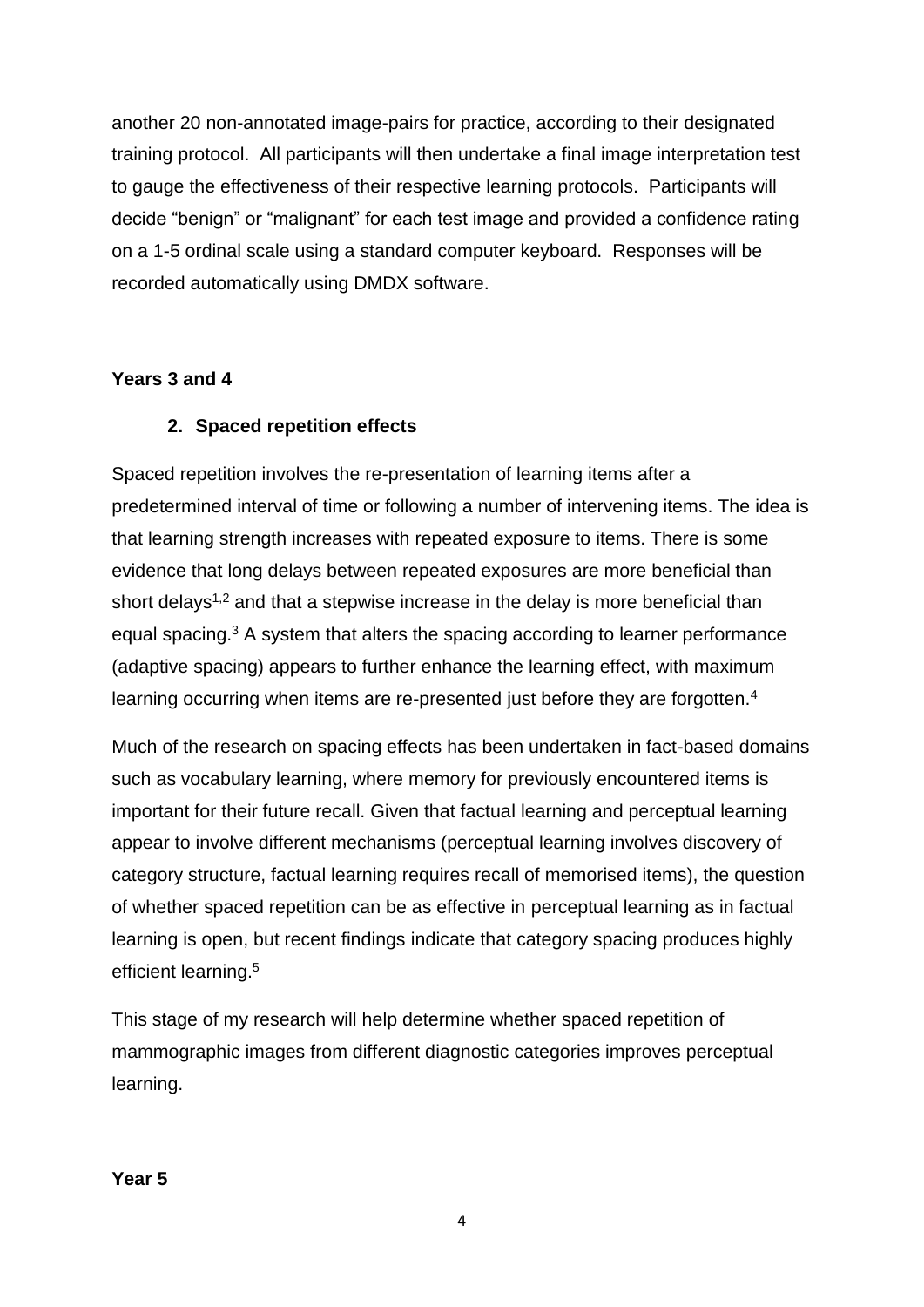another 20 non-annotated image-pairs for practice, according to their designated training protocol. All participants will then undertake a final image interpretation test to gauge the effectiveness of their respective learning protocols. Participants will decide "benign" or "malignant" for each test image and provided a confidence rating on a 1-5 ordinal scale using a standard computer keyboard. Responses will be recorded automatically using DMDX software.

**Years 3 and 4**

**2. Spaced repetition effects**

Spaced repetition involves the re-presentation of learning items after a predetermined interval of time or following a number of intervening items. The idea is that learning strength increases with repeated exposure to items. There is some evidence that long delays between repeated exposures are more beneficial than short delays[1,2] and that a stepwise increase in the delay is more beneficial than equal spacing.[3] A system that alters the spacing according to learner performance (adaptive spacing) appears to further enhance the learning effect, with maximum learning occurring when items are re-presented just before they are forgotten.[4]

Much of the research on spacing effects has been undertaken in fact-based domains such as vocabulary learning, where memory for previously encountered items is important for their future recall. Given that factual learning and perceptual learning appear to involve different mechanisms (perceptual learning involves discovery of category structure, factual learning requires recall of memorised items), the question of whether spaced repetition can be as effective in perceptual learning as in factual learning is open, but recent findings indicate that category spacing produces highly efficient learning.[5]

This stage of my research will help determine whether spaced repetition of mammographic images from different diagnostic categories improves perceptual learning.

**Year 5**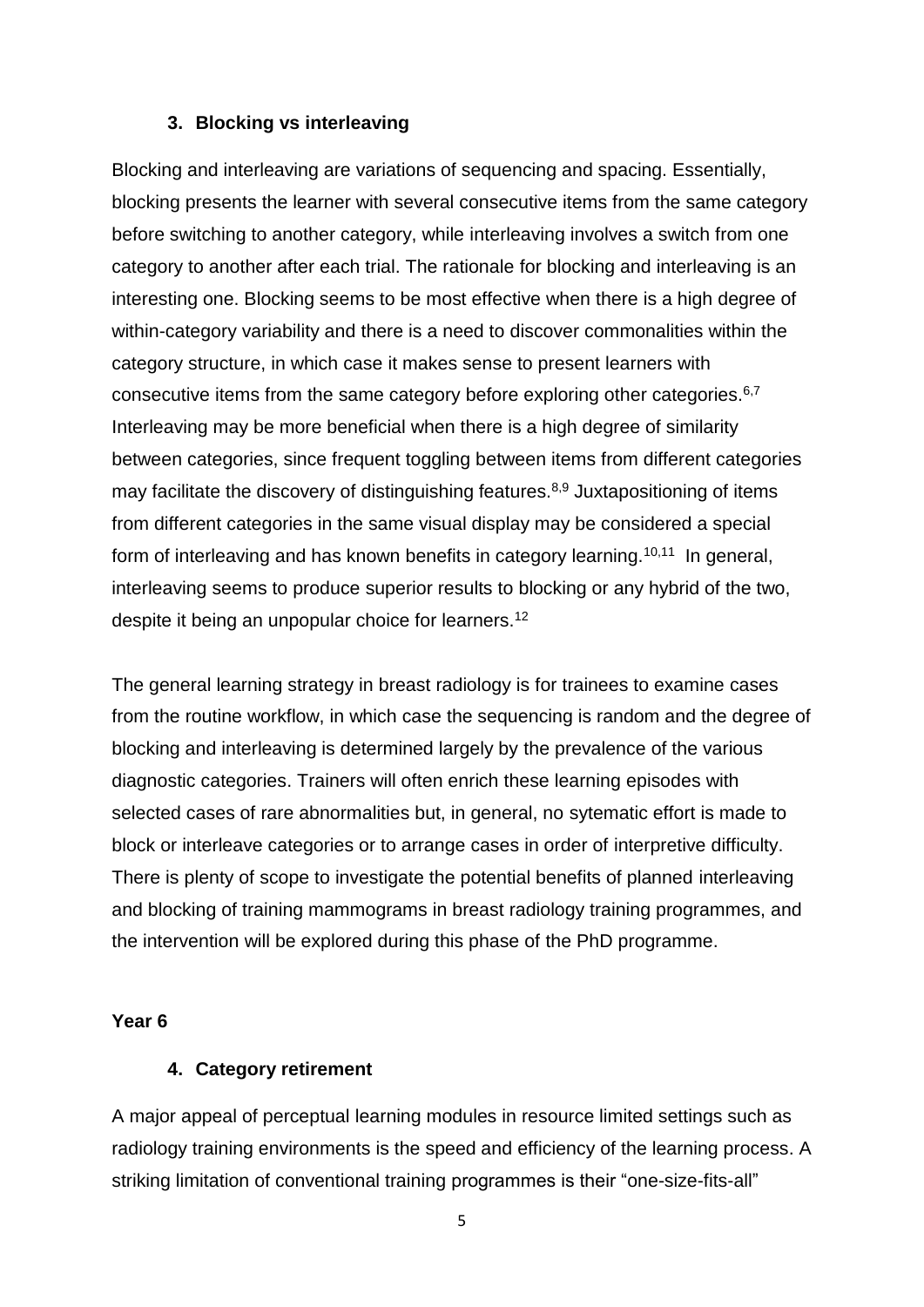### 3. Blocking vs interleaving

Blocking and interleaving are variations of sequencing and spacing. Essentially, blocking presents the learner with several consecutive items from the same category before switching to another category, while interleaving involves a switch from one category to another after each trial. The rationale for blocking and interleaving is an interesting one. Blocking seems to be most effective when there is a high degree of within-category variability and there is a need to discover commonalities within the category structure, in which case it makes sense to present learners with consecutive items from the same category before exploring other categories.[6,7] Interleaving may be more beneficial when there is a high degree of similarity between categories, since frequent toggling between items from different categories may facilitate the discovery of distinguishing features.[8,9] Juxtapositioning of items from different categories in the same visual display may be considered a special form of interleaving and has known benefits in category learning.[10,11] In general, interleaving seems to produce superior results to blocking or any hybrid of the two, despite it being an unpopular choice for learners.[12]

The general learning strategy in breast radiology is for trainees to examine cases from the routine workflow, in which case the sequencing is random and the degree of blocking and interleaving is determined largely by the prevalence of the various diagnostic categories. Trainers will often enrich these learning episodes with selected cases of rare abnormalities but, in general, no sytematic effort is made to block or interleave categories or to arrange cases in order of interpretive difficulty. There is plenty of scope to investigate the potential benefits of planned interleaving and blocking of training mammograms in breast radiology training programmes, and the intervention will be explored during this phase of the PhD programme.

**Year 6**

### 4. Category retirement

A major appeal of perceptual learning modules in resource limited settings such as radiology training environments is the speed and efficiency of the learning process. A striking limitation of conventional training programmes is their "one-size-fits-all"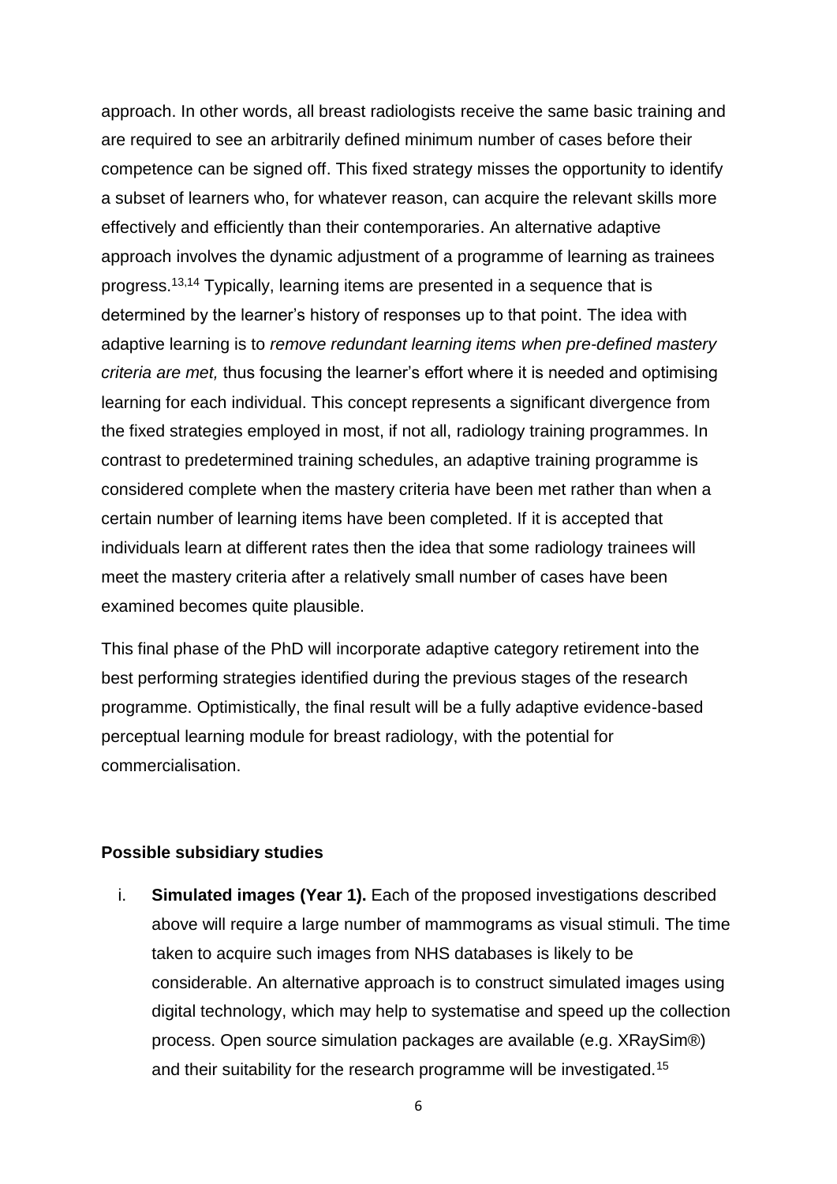approach. In other words, all breast radiologists receive the same basic training and are required to see an arbitrarily defined minimum number of cases before their competence can be signed off. This fixed strategy misses the opportunity to identify a subset of learners who, for whatever reason, can acquire the relevant skills more effectively and efficiently than their contemporaries. An alternative adaptive approach involves the dynamic adjustment of a programme of learning as trainees progress.[13,14] Typically, learning items are presented in a sequence that is determined by the learner's history of responses up to that point. The idea with adaptive learning is to *remove redundant learning items when pre-defined mastery criteria are met,* thus focusing the learner's effort where it is needed and optimising learning for each individual. This concept represents a significant divergence from the fixed strategies employed in most, if not all, radiology training programmes. In contrast to predetermined training schedules, an adaptive training programme is considered complete when the mastery criteria have been met rather than when a certain number of learning items have been completed. If it is accepted that individuals learn at different rates then the idea that some radiology trainees will meet the mastery criteria after a relatively small number of cases have been examined becomes quite plausible.

This final phase of the PhD will incorporate adaptive category retirement into the best performing strategies identified during the previous stages of the research programme. Optimistically, the final result will be a fully adaptive evidence-based perceptual learning module for breast radiology, with the potential for commercialisation.

**Possible subsidiary studies**

i. **Simulated images (Year 1).** Each of the proposed investigations described above will require a large number of mammograms as visual stimuli. The time taken to acquire such images from NHS databases is likely to be considerable. An alternative approach is to construct simulated images using digital technology, which may help to systematise and speed up the collection process. Open source simulation packages are available (e.g. XRaySim®) and their suitability for the research programme will be investigated.[15]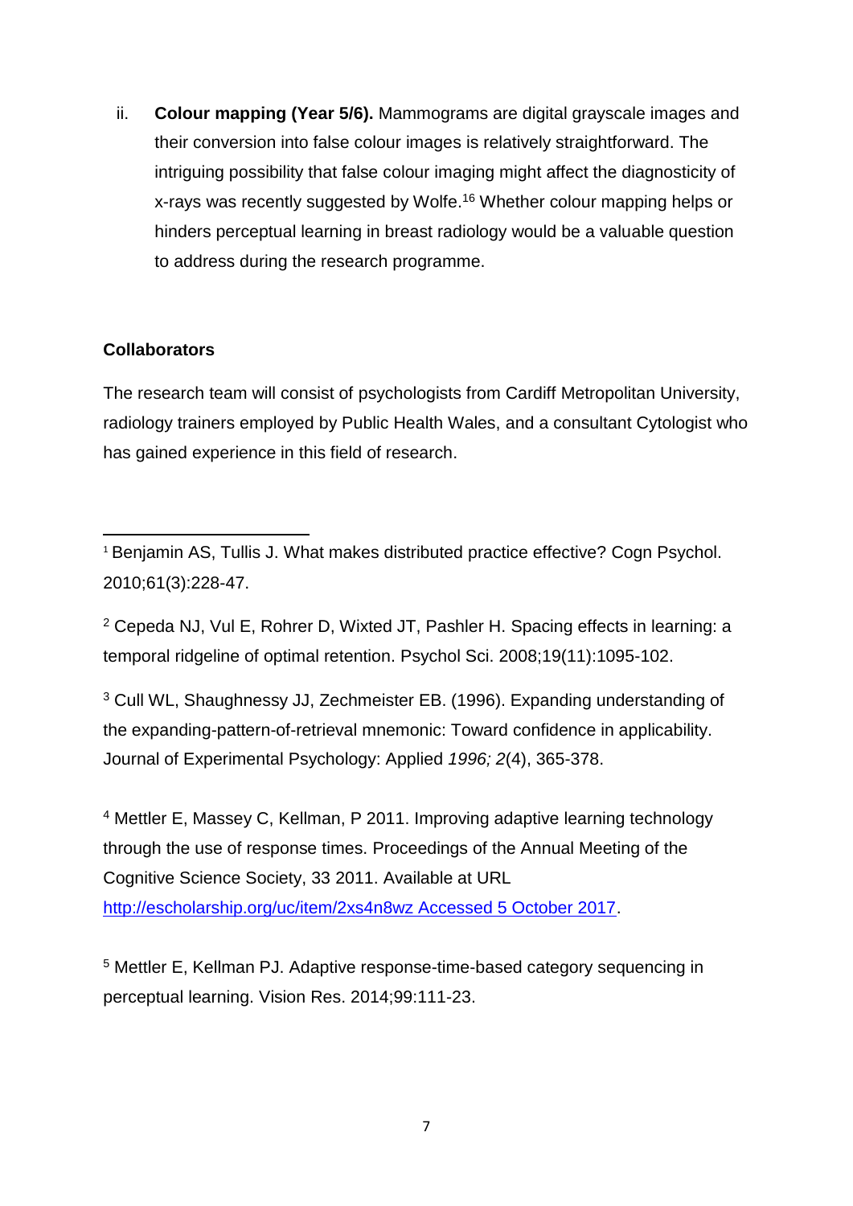ii. **Colour mapping (Year 5/6).** Mammograms are digital grayscale images and their conversion into false colour images is relatively straightforward. The intriguing possibility that false colour imaging might affect the diagnosticity of x-rays was recently suggested by Wolfe.[16] Whether colour mapping helps or hinders perceptual learning in breast radiology would be a valuable question to address during the research programme.

**Collaborators**

The research team will consist of psychologists from Cardiff Metropolitan University, radiology trainers employed by Public Health Wales, and a consultant Cytologist who has gained experience in this field of research.

---

[1] Benjamin AS, Tullis J. What makes distributed practice effective? Cogn Psychol. 2010;61(3):228-47.

[2] Cepeda NJ, Vul E, Rohrer D, Wixted JT, Pashler H. Spacing effects in learning: a temporal ridgeline of optimal retention. Psychol Sci. 2008;19(11):1095-102.

[3] Cull WL, Shaughnessy JJ, Zechmeister EB. (1996). Expanding understanding of the expanding-pattern-of-retrieval mnemonic: Toward confidence in applicability. Journal of Experimental Psychology: Applied *1996; 2*(4), 365-378.

[4] Mettler E, Massey C, Kellman, P 2011. Improving adaptive learning technology through the use of response times. Proceedings of the Annual Meeting of the Cognitive Science Society, 33 2011. Available at URL http://escholarship.org/uc/item/2xs4n8wz Accessed 5 October 2017.

[5] Mettler E, Kellman PJ. Adaptive response-time-based category sequencing in perceptual learning. Vision Res. 2014;99:111-23.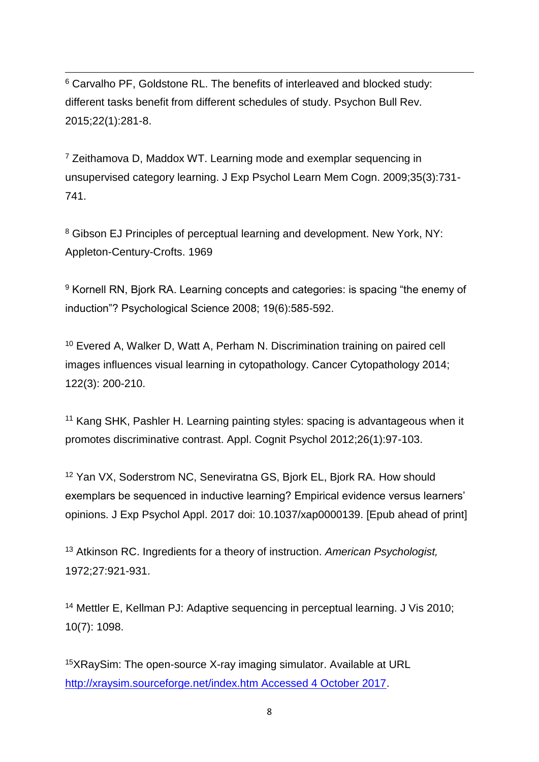[6] Carvalho PF, Goldstone RL. The benefits of interleaved and blocked study: different tasks benefit from different schedules of study. Psychon Bull Rev. 2015;22(1):281-8.

[7] Zeithamova D, Maddox WT. Learning mode and exemplar sequencing in unsupervised category learning. J Exp Psychol Learn Mem Cogn. 2009;35(3):731-741.

[8] Gibson EJ Principles of perceptual learning and development. New York, NY: Appleton-Century-Crofts. 1969

[9] Kornell RN, Bjork RA. Learning concepts and categories: is spacing "the enemy of induction"? Psychological Science 2008; 19(6):585-592.

[10] Evered A, Walker D, Watt A, Perham N. Discrimination training on paired cell images influences visual learning in cytopathology. Cancer Cytopathology 2014; 122(3): 200-210.

[11] Kang SHK, Pashler H. Learning painting styles: spacing is advantageous when it promotes discriminative contrast. Appl. Cognit Psychol 2012;26(1):97-103.

[12] Yan VX, Soderstrom NC, Seneviratna GS, Bjork EL, Bjork RA. How should exemplars be sequenced in inductive learning? Empirical evidence versus learners' opinions. J Exp Psychol Appl. 2017 doi: 10.1037/xap0000139. [Epub ahead of print]

[13] Atkinson RC. Ingredients for a theory of instruction. *American Psychologist,* 1972;27:921-931.

[14] Mettler E, Kellman PJ: Adaptive sequencing in perceptual learning. J Vis 2010; 10(7): 1098.

[15] XRaySim: The open-source X-ray imaging simulator. Available at URL [http://xraysim.sourceforge.net/index.htm Accessed 4 October 2017](http://xraysim.sourceforge.net/index.htm).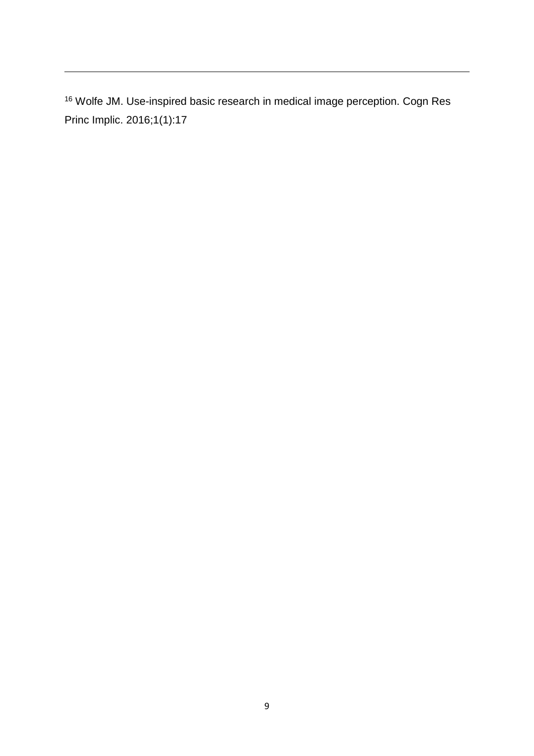[16] Wolfe JM. Use-inspired basic research in medical image perception. Cogn Res Princ Implic. 2016;1(1):17